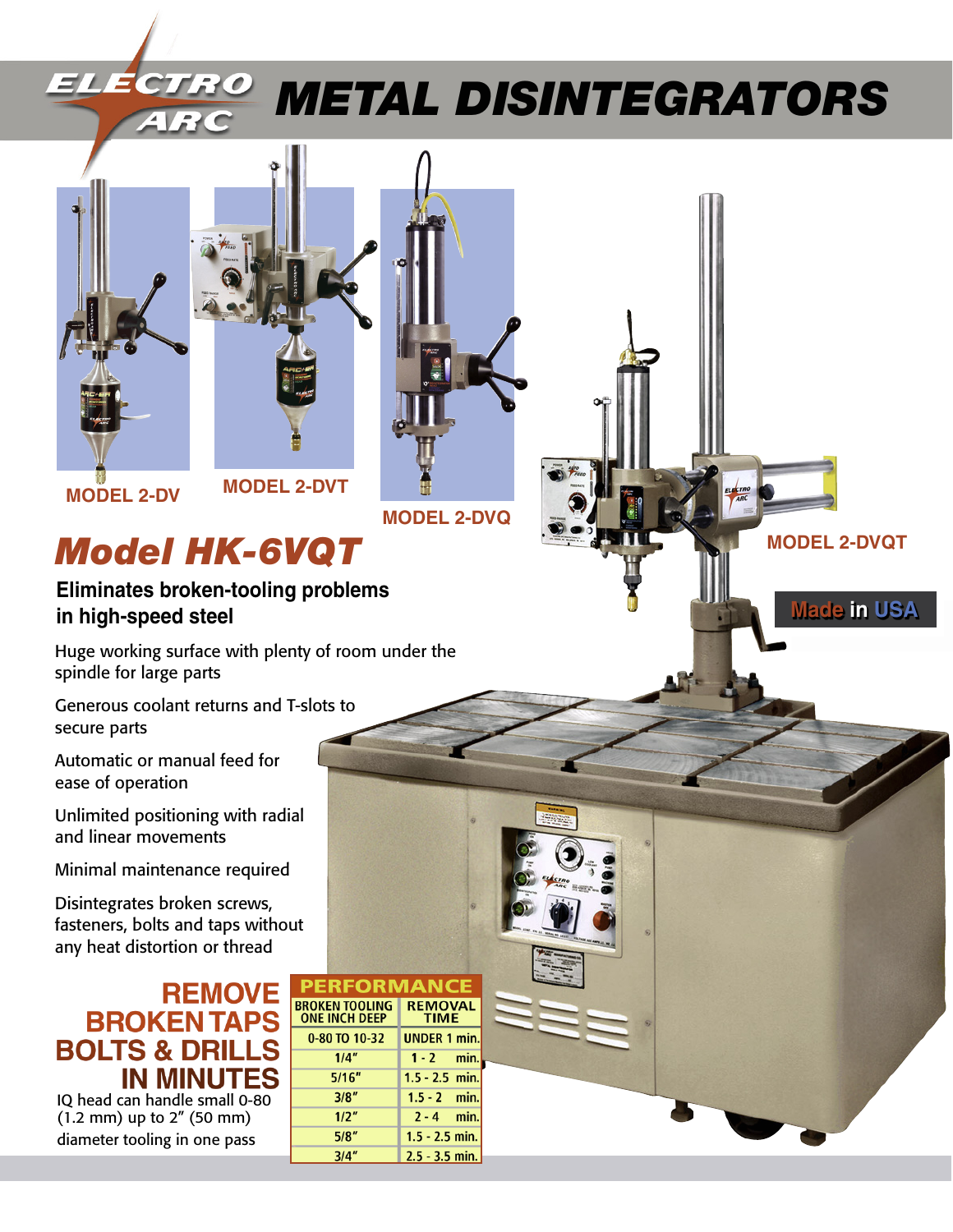# ELECTRO ARC METAL DISINTEGRATORS

MODEL 2-DV

MODEL 2-DVT

MODEL 2-DVQ

MODEL 2-DVQT

Made in USA

## Model HK-6VQT

**Eliminates broken-tooling problems in high-speed steel**

Huge working surface with plenty of room under the spindle for large parts

Generous coolant returns and T-slots to secure parts

Automatic or manual feed for ease of operation

Unlimited positioning with radial and linear movements

Minimal maintenance required

Disintegrates broken screws, fasteners, bolts and taps without any heat distortion or thread

## REMOVE BROKEN TAPS BOLTS & DRILLS IN MINUTES

IQ head can handle small 0-80 (1.2 mm) up to 2" (50 mm) diameter tooling in one pass

| PERFORMANCE | |
|---|---|
| BROKEN TOOLING ONE INCH DEEP | REMOVAL TIME |
| 0-80 TO 10-32 | UNDER 1 min. |
| 1/4" | 1 - 2 min. |
| 5/16" | 1.5 - 2.5 min. |
| 3/8" | 1.5 - 2 min. |
| 1/2" | 2 - 4 min. |
| 5/8" | 1.5 - 2.5 min. |
| 3/4" | 2.5 - 3.5 min. |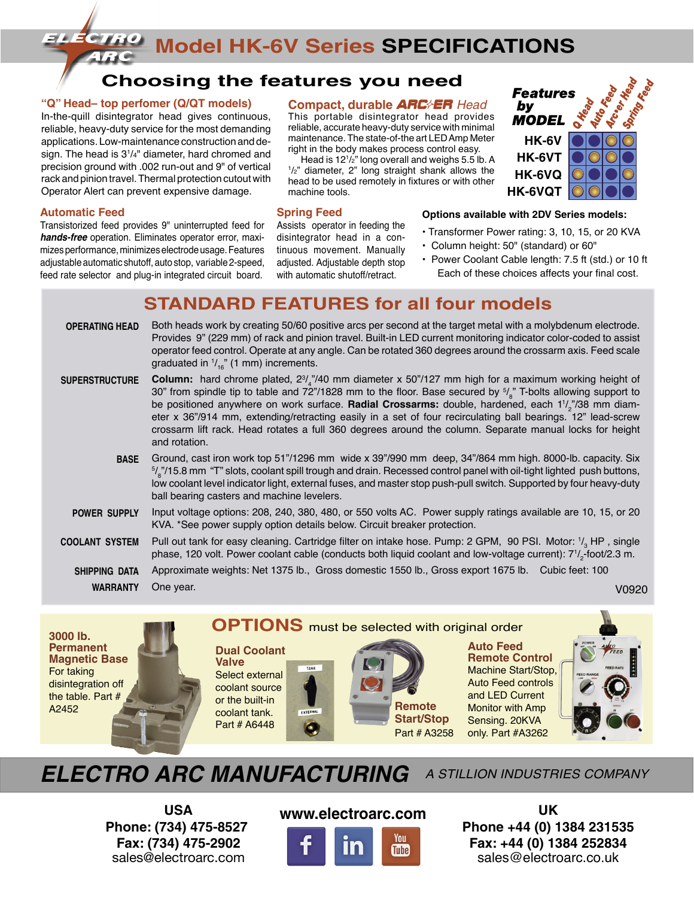# Model HK-6V Series SPECIFICATIONS

## Choosing the features you need

### "Q" Head– top perfomer (Q/QT models)

In-the-quill disintegrator head gives continuous, reliable, heavy-duty service for the most demanding applications. Low-maintenance construction and design. The head is 3 1/4" diameter, hard chromed and precision ground with .002 run-out and 9" of vertical rack and pinion travel. Thermal protection cutout with Operator Alert can prevent expensive damage.

### Compact, durable ARC-ER Head

This portable disintegrator head provides reliable, accurate heavy-duty service with minimal maintenance. The state-of-the art LED Amp Meter right in the body makes process control easy.

Head is 12 1/2" long overall and weighs 5.5 lb. A 1/2" diameter, 2" long straight shank allows the head to be used remotely in fixtures or with other machine tools.

### Features by MODEL

| MODEL | Q Head | Auto Feed | Arc-er Head | Spring Feed |
|---|---|---|---|---|
| HK-6V | | | ● | ● |
| HK-6VT | | ● | ● | |
| HK-6VQ | ● | | | ● |
| HK-6VQT | ● | ● | | |

### Automatic Feed

Transistorized feed provides 9" uninterrupted feed for ***hands-free*** operation. Eliminates operator error, maximizes performance, minimizes electrode usage. Features adjustable automatic shutoff, auto stop, variable 2-speed, feed rate selector and plug-in integrated circuit board.

### Spring Feed

Assists operator in feeding the disintegrator head in a continuous movement. Manually adjusted. Adjustable depth stop with automatic shutoff/retract.

**Options available with 2DV Series models:**

- Transformer Power rating: 3, 10, 15, or 20 KVA
- Column height: 50" (standard) or 60"
- Power Coolant Cable length: 7.5 ft (std.) or 10 ft

Each of these choices affects your final cost.

## STANDARD FEATURES for all four models

**OPERATING HEAD** Both heads work by creating 50/60 positive arcs per second at the target metal with a molybdenum electrode. Provides 9" (229 mm) of rack and pinion travel. Built-in LED current monitoring indicator color-coded to assist operator feed control. Operate at any angle. Can be rotated 360 degrees around the crossarm axis. Feed scale graduated in 1/16" (1 mm) increments.

**SUPERSTRUCTURE** **Column:** hard chrome plated, 2 3/4"/40 mm diameter x 50"/127 mm high for a maximum working height of 30" from spindle tip to table and 72"/1828 mm to the floor. Base secured by 5/8" T-bolts allowing support to be positioned anywhere on work surface. **Radial Crossarms:** double, hardened, each 1 1/2"/38 mm diameter x 36"/914 mm, extending/retracting easily in a set of four recirculating ball bearings. 12" lead-screw crossarm lift rack. Head rotates a full 360 degrees around the column. Separate manual locks for height and rotation.

**BASE** Ground, cast iron work top 51"/1296 mm wide x 39"/990 mm deep, 34"/864 mm high. 8000-lb. capacity. Six 5/8"/15.8 mm "T" slots, coolant spill trough and drain. Recessed control panel with oil-tight lighted push buttons, low coolant level indicator light, external fuses, and master stop push-pull switch. Supported by four heavy-duty ball bearing casters and machine levelers.

**POWER SUPPLY** Input voltage options: 208, 240, 380, 480, or 550 volts AC. Power supply ratings available are 10, 15, or 20 KVA. *See power supply option details below. Circuit breaker protection.

**COOLANT SYSTEM** Pull out tank for easy cleaning. Cartridge filter on intake hose. Pump: 2 GPM, 90 PSI. Motor: 1/3 HP, single phase, 120 volt. Power coolant cable (conducts both liquid coolant and low-voltage current): 7 1/2-foot/2.3 m.

**SHIPPING DATA** Approximate weights: Net 1375 lb., Gross domestic 1550 lb., Gross export 1675 lb. Cubic feet: 100

**WARRANTY** One year.

V0920

## OPTIONS must be selected with original order

**3000 lb. Permanent Magnetic Base**
For taking disintegration off the table. Part # A2452

**Dual Coolant Valve**
Select external coolant source or the built-in coolant tank. Part # A6448

TANK
EXTERNAL

**Remote Start/Stop**
Part # A3258

**Auto Feed Remote Control**
Machine Start/Stop, Auto Feed controls and LED Current Monitor with Amp Sensing. 20KVA only. Part #A3262

## ELECTRO ARC MANUFACTURING

*A STILLION INDUSTRIES COMPANY*

**USA**
**Phone: (734) 475-8527**
**Fax: (734) 475-2902**
sales@electroarc.com

**www.electroarc.com**

**UK**
**Phone +44 (0) 1384 231535**
**Fax: +44 (0) 1384 252834**
sales@electroarc.co.uk